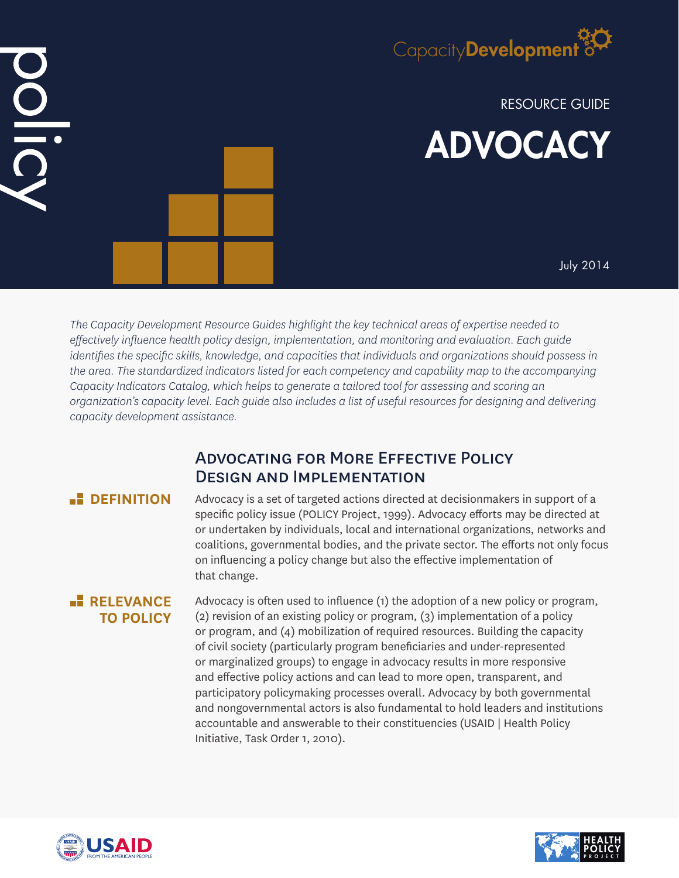policy

CapacityDevelopment

RESOURCE GUIDE

# ADVOCACY

July 2014

*The Capacity Development Resource Guides highlight the key technical areas of expertise needed to effectively influence health policy design, implementation, and monitoring and evaluation. Each guide identifies the specific skills, knowledge, and capacities that individuals and organizations should possess in the area. The standardized indicators listed for each competency and capability map to the accompanying Capacity Indicators Catalog, which helps to generate a tailored tool for assessing and scoring an organization's capacity level. Each guide also includes a list of useful resources for designing and delivering capacity development assistance.*

## Advocating for More Effective Policy Design and Implementation

### DEFINITION

Advocacy is a set of targeted actions directed at decisionmakers in support of a specific policy issue (POLICY Project, 1999). Advocacy efforts may be directed at or undertaken by individuals, local and international organizations, networks and coalitions, governmental bodies, and the private sector. The efforts not only focus on influencing a policy change but also the effective implementation of that change.

### RELEVANCE TO POLICY

Advocacy is often used to influence (1) the adoption of a new policy or program, (2) revision of an existing policy or program, (3) implementation of a policy or program, and (4) mobilization of required resources. Building the capacity of civil society (particularly program beneficiaries and under-represented or marginalized groups) to engage in advocacy results in more responsive and effective policy actions and can lead to more open, transparent, and participatory policymaking processes overall. Advocacy by both governmental and nongovernmental actors is also fundamental to hold leaders and institutions accountable and answerable to their constituencies (USAID | Health Policy Initiative, Task Order 1, 2010).

USAID FROM THE AMERICAN PEOPLE

HEALTH POLICY PROJECT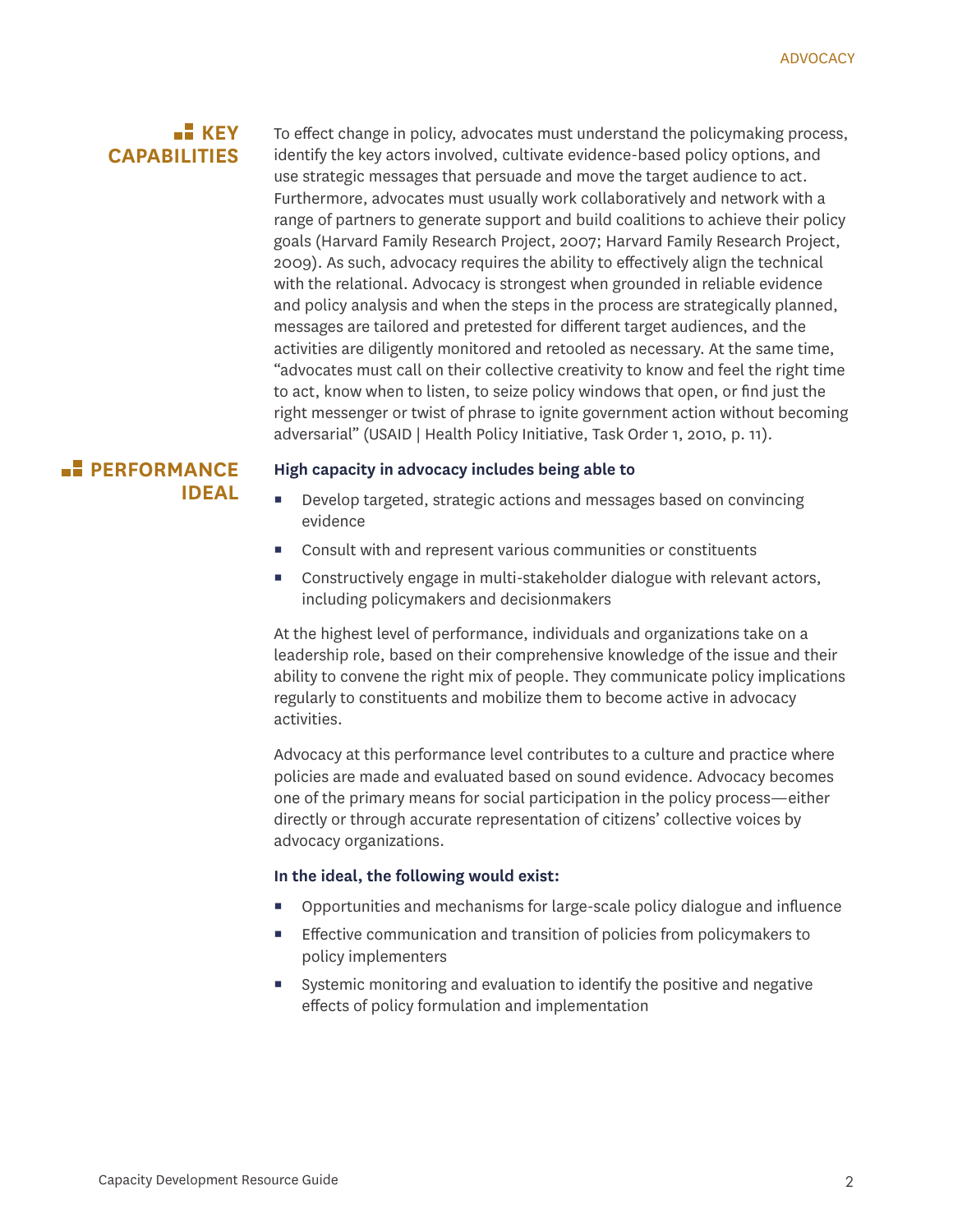## KEY CAPABILITIES

To effect change in policy, advocates must understand the policymaking process, identify the key actors involved, cultivate evidence-based policy options, and use strategic messages that persuade and move the target audience to act. Furthermore, advocates must usually work collaboratively and network with a range of partners to generate support and build coalitions to achieve their policy goals (Harvard Family Research Project, 2007; Harvard Family Research Project, 2009). As such, advocacy requires the ability to effectively align the technical with the relational. Advocacy is strongest when grounded in reliable evidence and policy analysis and when the steps in the process are strategically planned, messages are tailored and pretested for different target audiences, and the activities are diligently monitored and retooled as necessary. At the same time, "advocates must call on their collective creativity to know and feel the right time to act, know when to listen, to seize policy windows that open, or find just the right messenger or twist of phrase to ignite government action without becoming adversarial" (USAID | Health Policy Initiative, Task Order 1, 2010, p. 11).

## PERFORMANCE IDEAL

**High capacity in advocacy includes being able to**

- Develop targeted, strategic actions and messages based on convincing evidence
- Consult with and represent various communities or constituents
- Constructively engage in multi-stakeholder dialogue with relevant actors, including policymakers and decisionmakers

At the highest level of performance, individuals and organizations take on a leadership role, based on their comprehensive knowledge of the issue and their ability to convene the right mix of people. They communicate policy implications regularly to constituents and mobilize them to become active in advocacy activities.

Advocacy at this performance level contributes to a culture and practice where policies are made and evaluated based on sound evidence. Advocacy becomes one of the primary means for social participation in the policy process—either directly or through accurate representation of citizens' collective voices by advocacy organizations.

**In the ideal, the following would exist:**

- Opportunities and mechanisms for large-scale policy dialogue and influence
- Effective communication and transition of policies from policymakers to policy implementers
- Systemic monitoring and evaluation to identify the positive and negative effects of policy formulation and implementation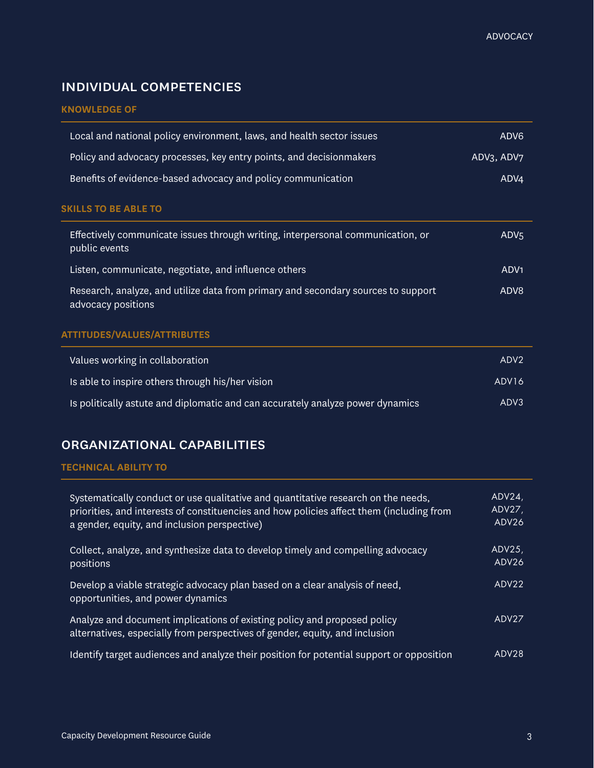## INDIVIDUAL COMPETENCIES

### KNOWLEDGE OF

| | |
|---|---|
| Local and national policy environment, laws, and health sector issues | ADV6 |
| Policy and advocacy processes, key entry points, and decisionmakers | ADV3, ADV7 |
| Benefits of evidence-based advocacy and policy communication | ADV4 |

### SKILLS TO BE ABLE TO

| | |
|---|---|
| Effectively communicate issues through writing, interpersonal communication, or public events | ADV5 |
| Listen, communicate, negotiate, and influence others | ADV1 |
| Research, analyze, and utilize data from primary and secondary sources to support advocacy positions | ADV8 |

### ATTITUDES/VALUES/ATTRIBUTES

| | |
|---|---|
| Values working in collaboration | ADV2 |
| Is able to inspire others through his/her vision | ADV16 |
| Is politically astute and diplomatic and can accurately analyze power dynamics | ADV3 |

## ORGANIZATIONAL CAPABILITIES

### TECHNICAL ABILITY TO

| | |
|---|---|
| Systematically conduct or use qualitative and quantitative research on the needs, priorities, and interests of constituencies and how policies affect them (including from a gender, equity, and inclusion perspective) | ADV24, ADV27, ADV26 |
| Collect, analyze, and synthesize data to develop timely and compelling advocacy positions | ADV25, ADV26 |
| Develop a viable strategic advocacy plan based on a clear analysis of need, opportunities, and power dynamics | ADV22 |
| Analyze and document implications of existing policy and proposed policy alternatives, especially from perspectives of gender, equity, and inclusion | ADV27 |
| Identify target audiences and analyze their position for potential support or opposition | ADV28 |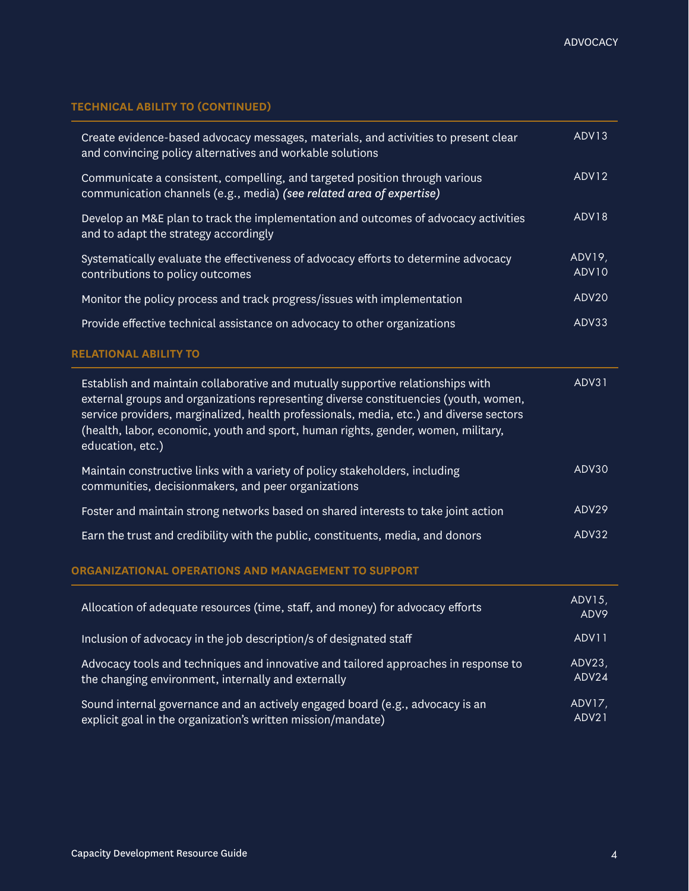### TECHNICAL ABILITY TO (CONTINUED)

| | |
|---|---|
| Create evidence-based advocacy messages, materials, and activities to present clear and convincing policy alternatives and workable solutions | ADV13 |
| Communicate a consistent, compelling, and targeted position through various communication channels (e.g., media) *(see related area of expertise)* | ADV12 |
| Develop an M&E plan to track the implementation and outcomes of advocacy activities and to adapt the strategy accordingly | ADV18 |
| Systematically evaluate the effectiveness of advocacy efforts to determine advocacy contributions to policy outcomes | ADV19, ADV10 |
| Monitor the policy process and track progress/issues with implementation | ADV20 |
| Provide effective technical assistance on advocacy to other organizations | ADV33 |

### RELATIONAL ABILITY TO

| | |
|---|---|
| Establish and maintain collaborative and mutually supportive relationships with external groups and organizations representing diverse constituencies (youth, women, service providers, marginalized, health professionals, media, etc.) and diverse sectors (health, labor, economic, youth and sport, human rights, gender, women, military, education, etc.) | ADV31 |
| Maintain constructive links with a variety of policy stakeholders, including communities, decisionmakers, and peer organizations | ADV30 |
| Foster and maintain strong networks based on shared interests to take joint action | ADV29 |
| Earn the trust and credibility with the public, constituents, media, and donors | ADV32 |

### ORGANIZATIONAL OPERATIONS AND MANAGEMENT TO SUPPORT

| | |
|---|---|
| Allocation of adequate resources (time, staff, and money) for advocacy efforts | ADV15, ADV9 |
| Inclusion of advocacy in the job description/s of designated staff | ADV11 |
| Advocacy tools and techniques and innovative and tailored approaches in response to the changing environment, internally and externally | ADV23, ADV24 |
| Sound internal governance and an actively engaged board (e.g., advocacy is an explicit goal in the organization's written mission/mandate) | ADV17, ADV21 |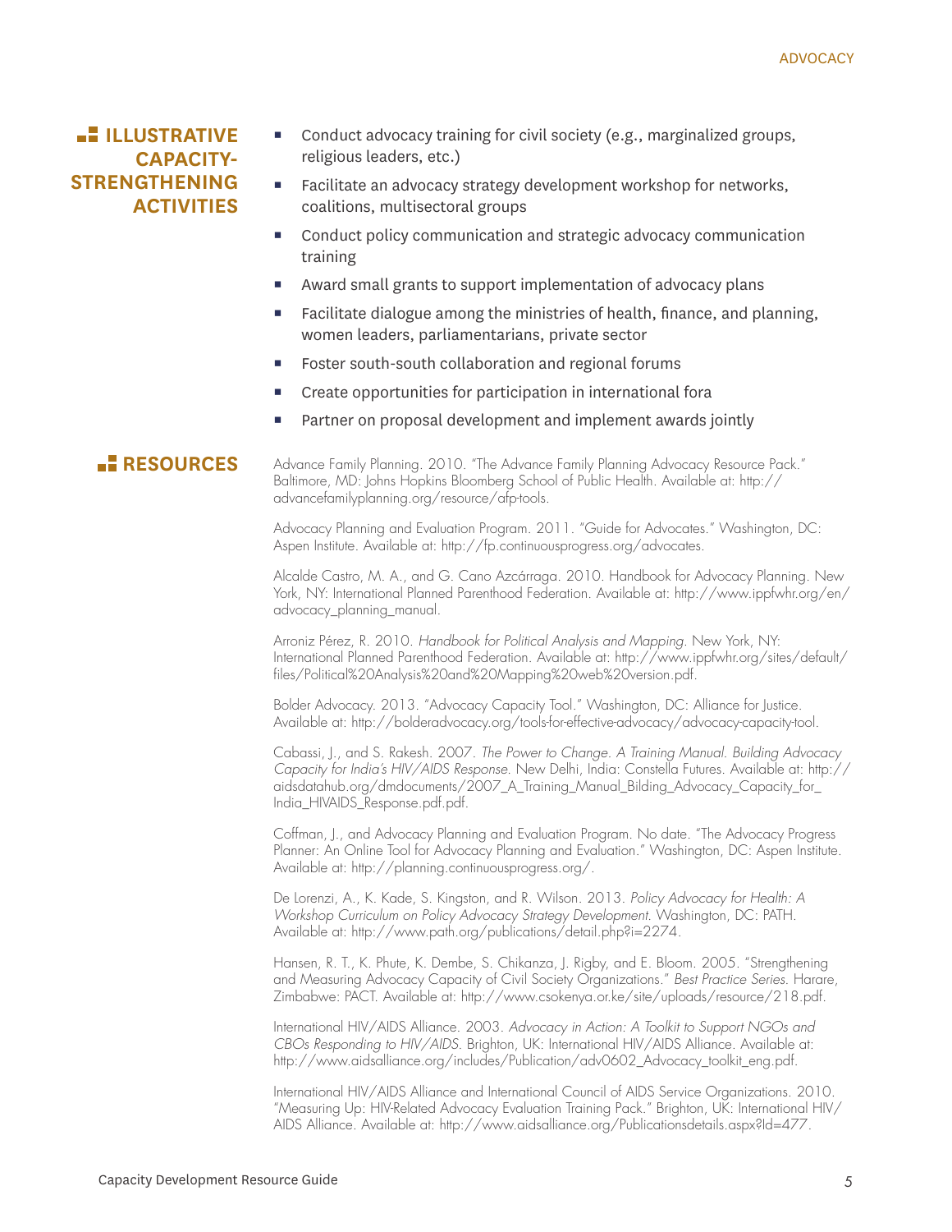## ILLUSTRATIVE CAPACITY-STRENGTHENING ACTIVITIES

- Conduct advocacy training for civil society (e.g., marginalized groups, religious leaders, etc.)
- Facilitate an advocacy strategy development workshop for networks, coalitions, multisectoral groups
- Conduct policy communication and strategic advocacy communication training
- Award small grants to support implementation of advocacy plans
- Facilitate dialogue among the ministries of health, finance, and planning, women leaders, parliamentarians, private sector
- Foster south-south collaboration and regional forums
- Create opportunities for participation in international fora
- Partner on proposal development and implement awards jointly

## RESOURCES

Advance Family Planning. 2010. "The Advance Family Planning Advocacy Resource Pack." Baltimore, MD: Johns Hopkins Bloomberg School of Public Health. Available at: http://advancefamilyplanning.org/resource/afp-tools.

Advocacy Planning and Evaluation Program. 2011. "Guide for Advocates." Washington, DC: Aspen Institute. Available at: http://fp.continuousprogress.org/advocates.

Alcalde Castro, M. A., and G. Cano Azcárraga. 2010. Handbook for Advocacy Planning. New York, NY: International Planned Parenthood Federation. Available at: http://www.ippfwhr.org/en/advocacy_planning_manual.

Arroniz Pérez, R. 2010. *Handbook for Political Analysis and Mapping*. New York, NY: International Planned Parenthood Federation. Available at: http://www.ippfwhr.org/sites/default/files/Political%20Analysis%20and%20Mapping%20web%20version.pdf.

Bolder Advocacy. 2013. "Advocacy Capacity Tool." Washington, DC: Alliance for Justice. Available at: http://bolderadvocacy.org/tools-for-effective-advocacy/advocacy-capacity-tool.

Cabassi, J., and S. Rakesh. 2007. *The Power to Change. A Training Manual. Building Advocacy Capacity for India's HIV/AIDS Response.* New Delhi, India: Constella Futures. Available at: http://aidsdatahub.org/dmdocuments/2007_A_Training_Manual_Bilding_Advocacy_Capacity_for_India_HIVAIDS_Response.pdf.pdf.

Coffman, J., and Advocacy Planning and Evaluation Program. No date. "The Advocacy Progress Planner: An Online Tool for Advocacy Planning and Evaluation." Washington, DC: Aspen Institute. Available at: http://planning.continuousprogress.org/.

De Lorenzi, A., K. Kade, S. Kingston, and R. Wilson. 2013. *Policy Advocacy for Health: A Workshop Curriculum on Policy Advocacy Strategy Development.* Washington, DC: PATH. Available at: http://www.path.org/publications/detail.php?i=2274.

Hansen, R. T., K. Phute, K. Dembe, S. Chikanza, J. Rigby, and E. Bloom. 2005. "Strengthening and Measuring Advocacy Capacity of Civil Society Organizations." *Best Practice Series.* Harare, Zimbabwe: PACT. Available at: http://www.csokenya.or.ke/site/uploads/resource/218.pdf.

International HIV/AIDS Alliance. 2003. *Advocacy in Action: A Toolkit to Support NGOs and CBOs Responding to HIV/AIDS.* Brighton, UK: International HIV/AIDS Alliance. Available at: http://www.aidsalliance.org/includes/Publication/adv0602_Advocacy_toolkit_eng.pdf.

International HIV/AIDS Alliance and International Council of AIDS Service Organizations. 2010. "Measuring Up: HIV-Related Advocacy Evaluation Training Pack." Brighton, UK: International HIV/AIDS Alliance. Available at: http://www.aidsalliance.org/Publicationsdetails.aspx?Id=477.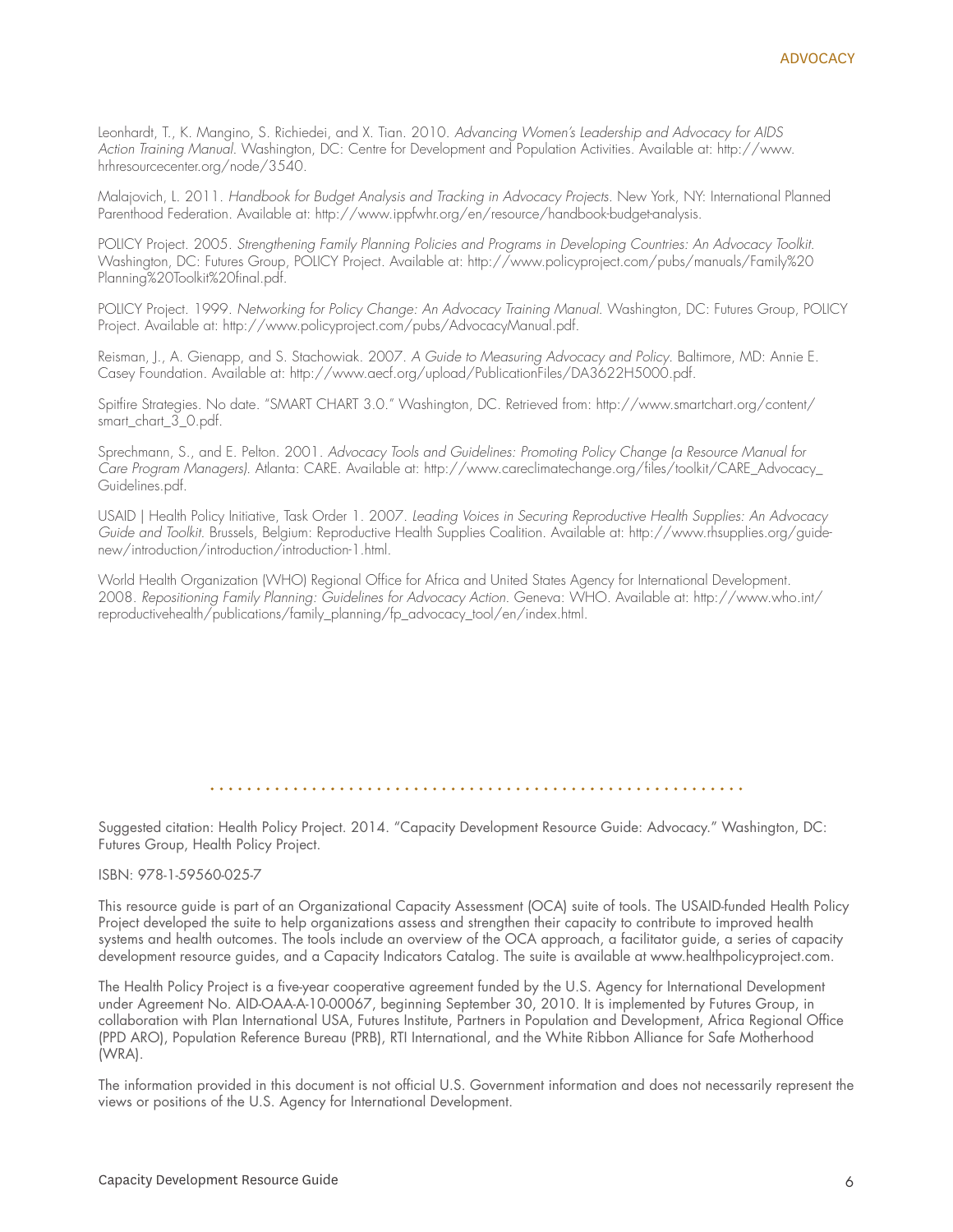Leonhardt, T., K. Mangino, S. Richiedei, and X. Tian. 2010. *Advancing Women's Leadership and Advocacy for AIDS Action Training Manual*. Washington, DC: Centre for Development and Population Activities. Available at: http://www.hrhresourcecenter.org/node/3540.

Malajovich, L. 2011. *Handbook for Budget Analysis and Tracking in Advocacy Projects*. New York, NY: International Planned Parenthood Federation. Available at: http://www.ippfwhr.org/en/resource/handbook-budget-analysis.

POLICY Project. 2005. *Strengthening Family Planning Policies and Programs in Developing Countries: An Advocacy Toolkit*. Washington, DC: Futures Group, POLICY Project. Available at: http://www.policyproject.com/pubs/manuals/Family%20Planning%20Toolkit%20final.pdf.

POLICY Project. 1999. *Networking for Policy Change: An Advocacy Training Manual*. Washington, DC: Futures Group, POLICY Project. Available at: http://www.policyproject.com/pubs/AdvocacyManual.pdf.

Reisman, J., A. Gienapp, and S. Stachowiak. 2007. *A Guide to Measuring Advocacy and Policy*. Baltimore, MD: Annie E. Casey Foundation. Available at: http://www.aecf.org/upload/PublicationFiles/DA3622H5000.pdf.

Spitfire Strategies. No date. "SMART CHART 3.0." Washington, DC. Retrieved from: http://www.smartchart.org/content/smart_chart_3_0.pdf.

Sprechmann, S., and E. Pelton. 2001. *Advocacy Tools and Guidelines: Promoting Policy Change (a Resource Manual for Care Program Managers)*. Atlanta: CARE. Available at: http://www.careclimatechange.org/files/toolkit/CARE_Advocacy_Guidelines.pdf.

USAID | Health Policy Initiative, Task Order 1. 2007. *Leading Voices in Securing Reproductive Health Supplies: An Advocacy Guide and Toolkit*. Brussels, Belgium: Reproductive Health Supplies Coalition. Available at: http://www.rhsupplies.org/guide-new/introduction/introduction/introduction-1.html.

World Health Organization (WHO) Regional Office for Africa and United States Agency for International Development. 2008. *Repositioning Family Planning: Guidelines for Advocacy Action*. Geneva: WHO. Available at: http://www.who.int/reproductivehealth/publications/family_planning/fp_advocacy_tool/en/index.html.

---

Suggested citation: Health Policy Project. 2014. "Capacity Development Resource Guide: Advocacy." Washington, DC: Futures Group, Health Policy Project.

ISBN: 978-1-59560-025-7

This resource guide is part of an Organizational Capacity Assessment (OCA) suite of tools. The USAID-funded Health Policy Project developed the suite to help organizations assess and strengthen their capacity to contribute to improved health systems and health outcomes. The tools include an overview of the OCA approach, a facilitator guide, a series of capacity development resource guides, and a Capacity Indicators Catalog. The suite is available at www.healthpolicyproject.com.

The Health Policy Project is a five-year cooperative agreement funded by the U.S. Agency for International Development under Agreement No. AID-OAA-A-10-00067, beginning September 30, 2010. It is implemented by Futures Group, in collaboration with Plan International USA, Futures Institute, Partners in Population and Development, Africa Regional Office (PPD ARO), Population Reference Bureau (PRB), RTI International, and the White Ribbon Alliance for Safe Motherhood (WRA).

The information provided in this document is not official U.S. Government information and does not necessarily represent the views or positions of the U.S. Agency for International Development.